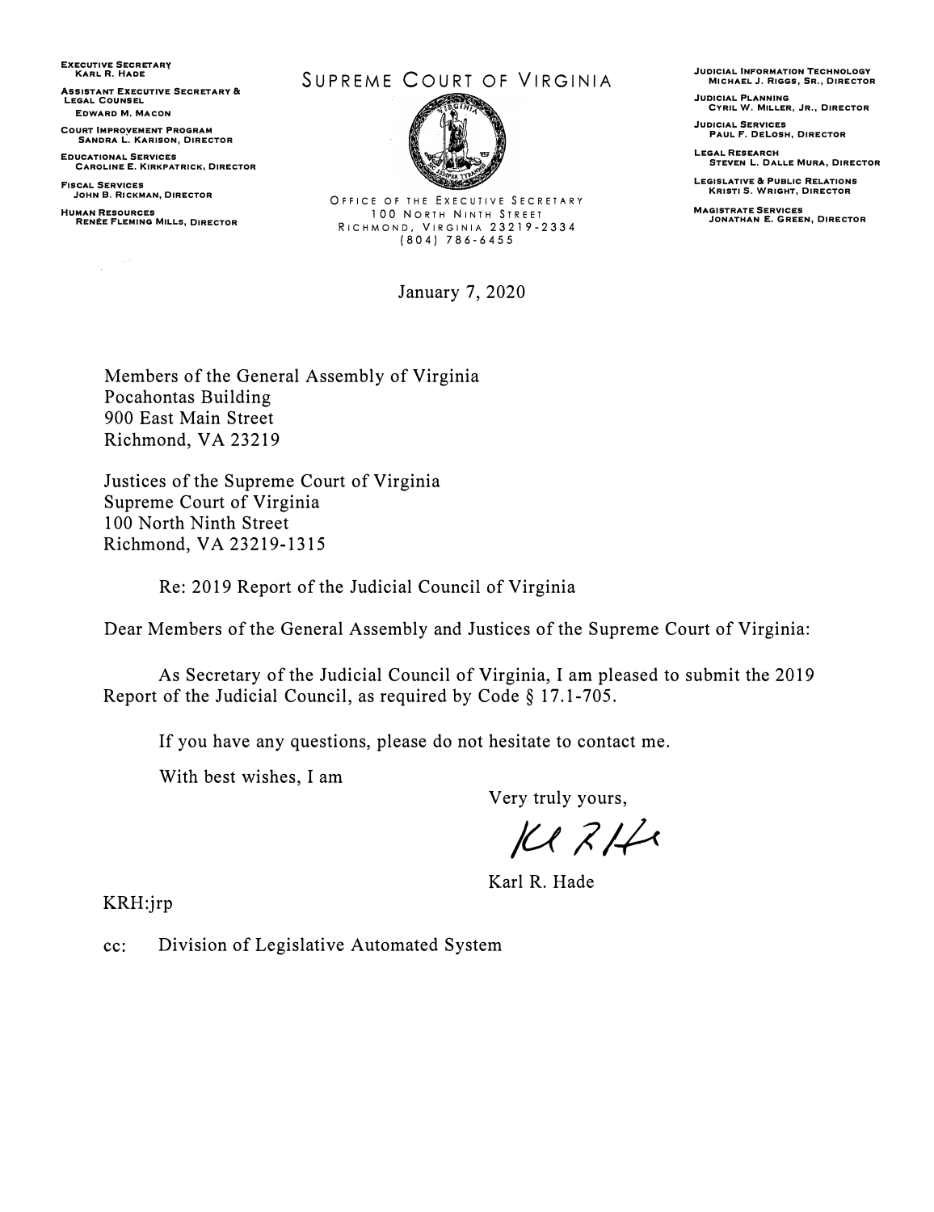**Executive Secretary**
Karl R. Hade

**Assistant Executive Secretary & Legal Counsel**
Edward M. Macon

**Court Improvement Program**
Sandra L. Karison, Director

**Educational Services**
Caroline E. Kirkpatrick, Director

**Fiscal Services**
John B. Rickman, Director

**Human Resources**
Renée Fleming Mills, Director

SUPREME COURT OF VIRGINIA

OFFICE OF THE EXECUTIVE SECRETARY
100 NORTH NINTH STREET
RICHMOND, VIRGINIA 23219-2334
(804) 786-6455

**Judicial Information Technology**
Michael J. Riggs, Sr., Director

**Judicial Planning**
Cyril W. Miller, Jr., Director

**Judicial Services**
Paul F. DeLosh, Director

**Legal Research**
Steven L. Dalle Mura, Director

**Legislative & Public Relations**
Kristi S. Wright, Director

**Magistrate Services**
Jonathan E. Green, Director

January 7, 2020

Members of the General Assembly of Virginia
Pocahontas Building
900 East Main Street
Richmond, VA 23219

Justices of the Supreme Court of Virginia
Supreme Court of Virginia
100 North Ninth Street
Richmond, VA 23219-1315

Re: 2019 Report of the Judicial Council of Virginia

Dear Members of the General Assembly and Justices of the Supreme Court of Virginia:

As Secretary of the Judicial Council of Virginia, I am pleased to submit the 2019 Report of the Judicial Council, as required by Code § 17.1-705.

If you have any questions, please do not hesitate to contact me.

With best wishes, I am

Very truly yours,

Karl R. Hade

KRH:jrp

cc: Division of Legislative Automated System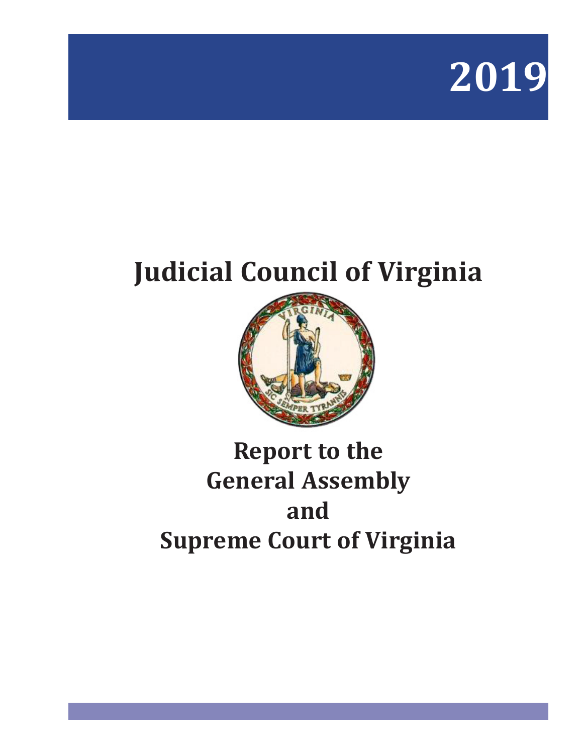# 2019

# Judicial Council of Virginia

# Report to the General Assembly and Supreme Court of Virginia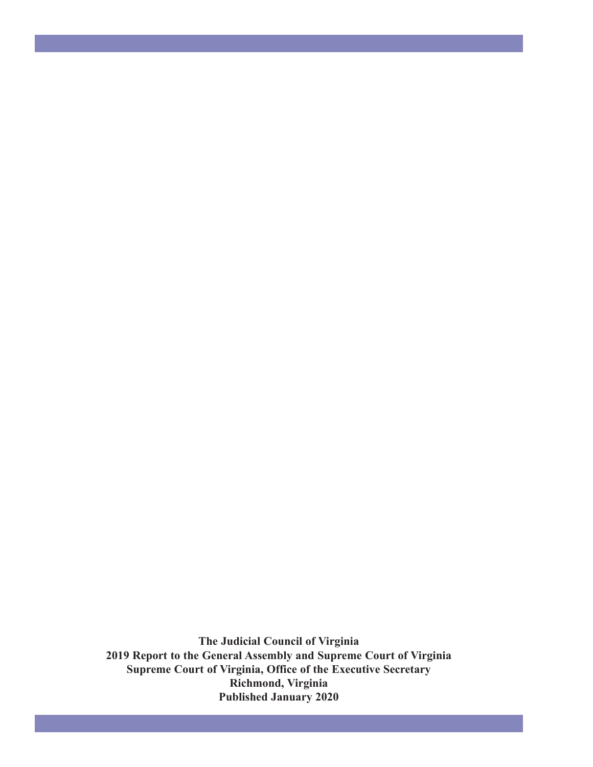**The Judicial Council of Virginia**
**2019 Report to the General Assembly and Supreme Court of Virginia**
**Supreme Court of Virginia, Office of the Executive Secretary**
**Richmond, Virginia**
**Published January 2020**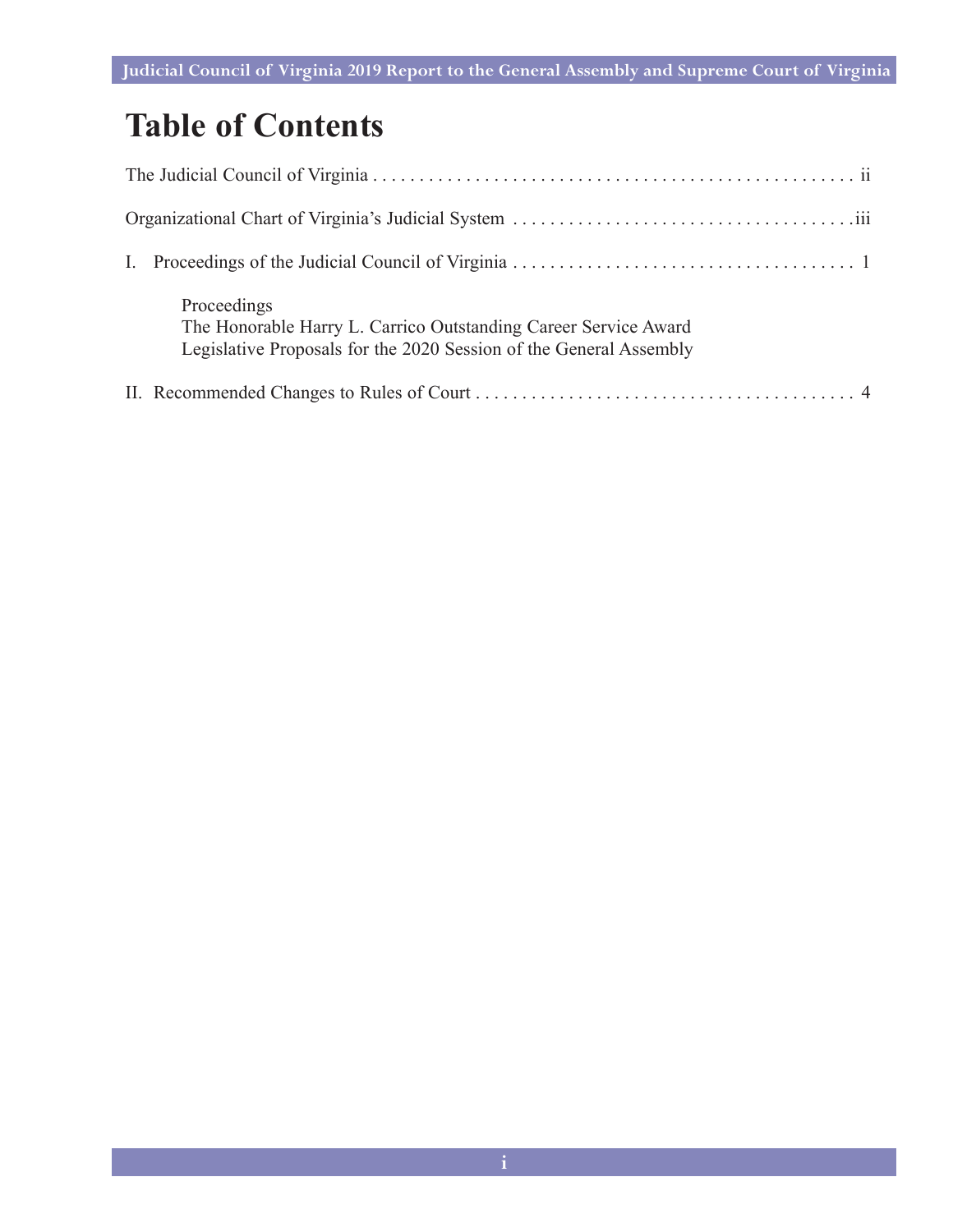# Table of Contents

The Judicial Council of Virginia . . . . . . . . . . . . . . . . . . . . . . . . . . . . . . . . . . . . . . . . . . . . . . . . . . . . ii

Organizational Chart of Virginia's Judicial System . . . . . . . . . . . . . . . . . . . . . . . . . . . . . . . . . . . . .iii

I. Proceedings of the Judicial Council of Virginia . . . . . . . . . . . . . . . . . . . . . . . . . . . . . . . . . . . . . 1

   Proceedings
   The Honorable Harry L. Carrico Outstanding Career Service Award
   Legislative Proposals for the 2020 Session of the General Assembly

II. Recommended Changes to Rules of Court . . . . . . . . . . . . . . . . . . . . . . . . . . . . . . . . . . . . . . . . 4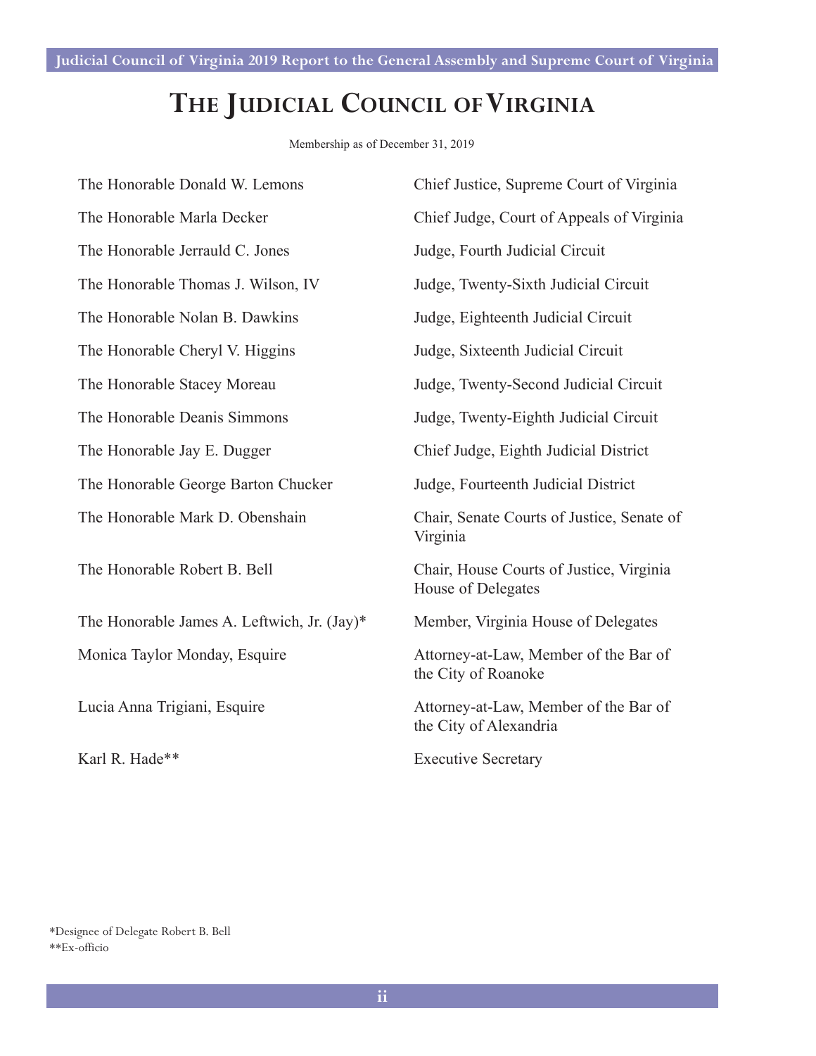# THE JUDICIAL COUNCIL OF VIRGINIA

Membership as of December 31, 2019

| | |
|---|---|
| The Honorable Donald W. Lemons | Chief Justice, Supreme Court of Virginia |
| The Honorable Marla Decker | Chief Judge, Court of Appeals of Virginia |
| The Honorable Jerrauld C. Jones | Judge, Fourth Judicial Circuit |
| The Honorable Thomas J. Wilson, IV | Judge, Twenty-Sixth Judicial Circuit |
| The Honorable Nolan B. Dawkins | Judge, Eighteenth Judicial Circuit |
| The Honorable Cheryl V. Higgins | Judge, Sixteenth Judicial Circuit |
| The Honorable Stacey Moreau | Judge, Twenty-Second Judicial Circuit |
| The Honorable Deanis Simmons | Judge, Twenty-Eighth Judicial Circuit |
| The Honorable Jay E. Dugger | Chief Judge, Eighth Judicial District |
| The Honorable George Barton Chucker | Judge, Fourteenth Judicial District |
| The Honorable Mark D. Obenshain | Chair, Senate Courts of Justice, Senate of Virginia |
| The Honorable Robert B. Bell | Chair, House Courts of Justice, Virginia House of Delegates |
| The Honorable James A. Leftwich, Jr. (Jay)* | Member, Virginia House of Delegates |
| Monica Taylor Monday, Esquire | Attorney-at-Law, Member of the Bar of the City of Roanoke |
| Lucia Anna Trigiani, Esquire | Attorney-at-Law, Member of the Bar of the City of Alexandria |
| Karl R. Hade** | Executive Secretary |

*Designee of Delegate Robert B. Bell
**Ex-officio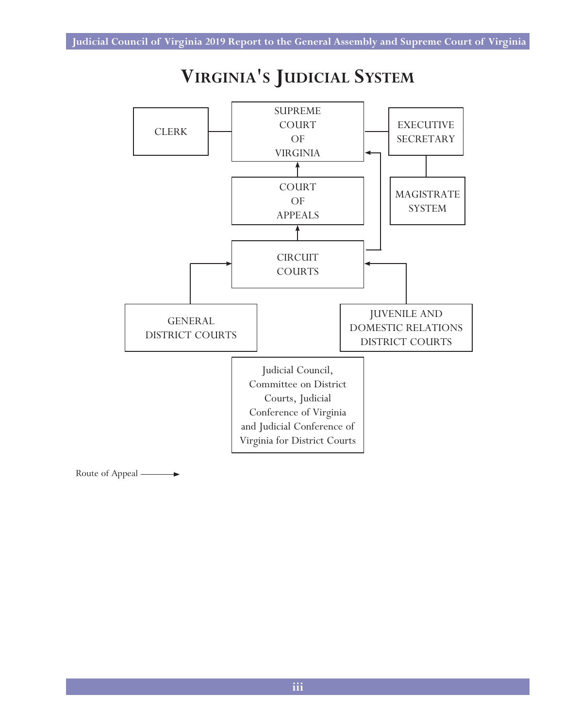# VIRGINIA'S JUDICIAL SYSTEM

CLERK

SUPREME COURT OF VIRGINIA

EXECUTIVE SECRETARY

MAGISTRATE SYSTEM

COURT OF APPEALS

CIRCUIT COURTS

GENERAL DISTRICT COURTS

JUVENILE AND DOMESTIC RELATIONS DISTRICT COURTS

Judicial Council, Committee on District Courts, Judicial Conference of Virginia and Judicial Conference of Virginia for District Courts

Route of Appeal →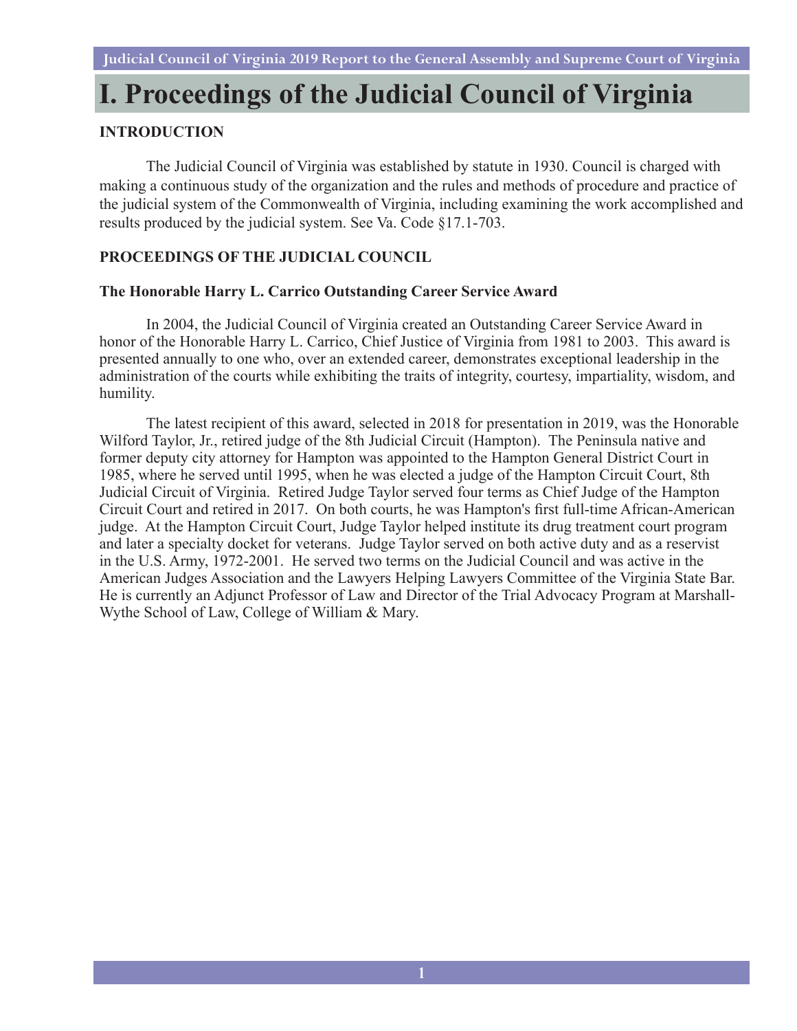# I. Proceedings of the Judicial Council of Virginia

**INTRODUCTION**

The Judicial Council of Virginia was established by statute in 1930. Council is charged with making a continuous study of the organization and the rules and methods of procedure and practice of the judicial system of the Commonwealth of Virginia, including examining the work accomplished and results produced by the judicial system. See Va. Code §17.1-703.

**PROCEEDINGS OF THE JUDICIAL COUNCIL**

**The Honorable Harry L. Carrico Outstanding Career Service Award**

In 2004, the Judicial Council of Virginia created an Outstanding Career Service Award in honor of the Honorable Harry L. Carrico, Chief Justice of Virginia from 1981 to 2003. This award is presented annually to one who, over an extended career, demonstrates exceptional leadership in the administration of the courts while exhibiting the traits of integrity, courtesy, impartiality, wisdom, and humility.

The latest recipient of this award, selected in 2018 for presentation in 2019, was the Honorable Wilford Taylor, Jr., retired judge of the 8th Judicial Circuit (Hampton). The Peninsula native and former deputy city attorney for Hampton was appointed to the Hampton General District Court in 1985, where he served until 1995, when he was elected a judge of the Hampton Circuit Court, 8th Judicial Circuit of Virginia. Retired Judge Taylor served four terms as Chief Judge of the Hampton Circuit Court and retired in 2017. On both courts, he was Hampton's first full-time African-American judge. At the Hampton Circuit Court, Judge Taylor helped institute its drug treatment court program and later a specialty docket for veterans. Judge Taylor served on both active duty and as a reservist in the U.S. Army, 1972-2001. He served two terms on the Judicial Council and was active in the American Judges Association and the Lawyers Helping Lawyers Committee of the Virginia State Bar. He is currently an Adjunct Professor of Law and Director of the Trial Advocacy Program at Marshall-Wythe School of Law, College of William & Mary.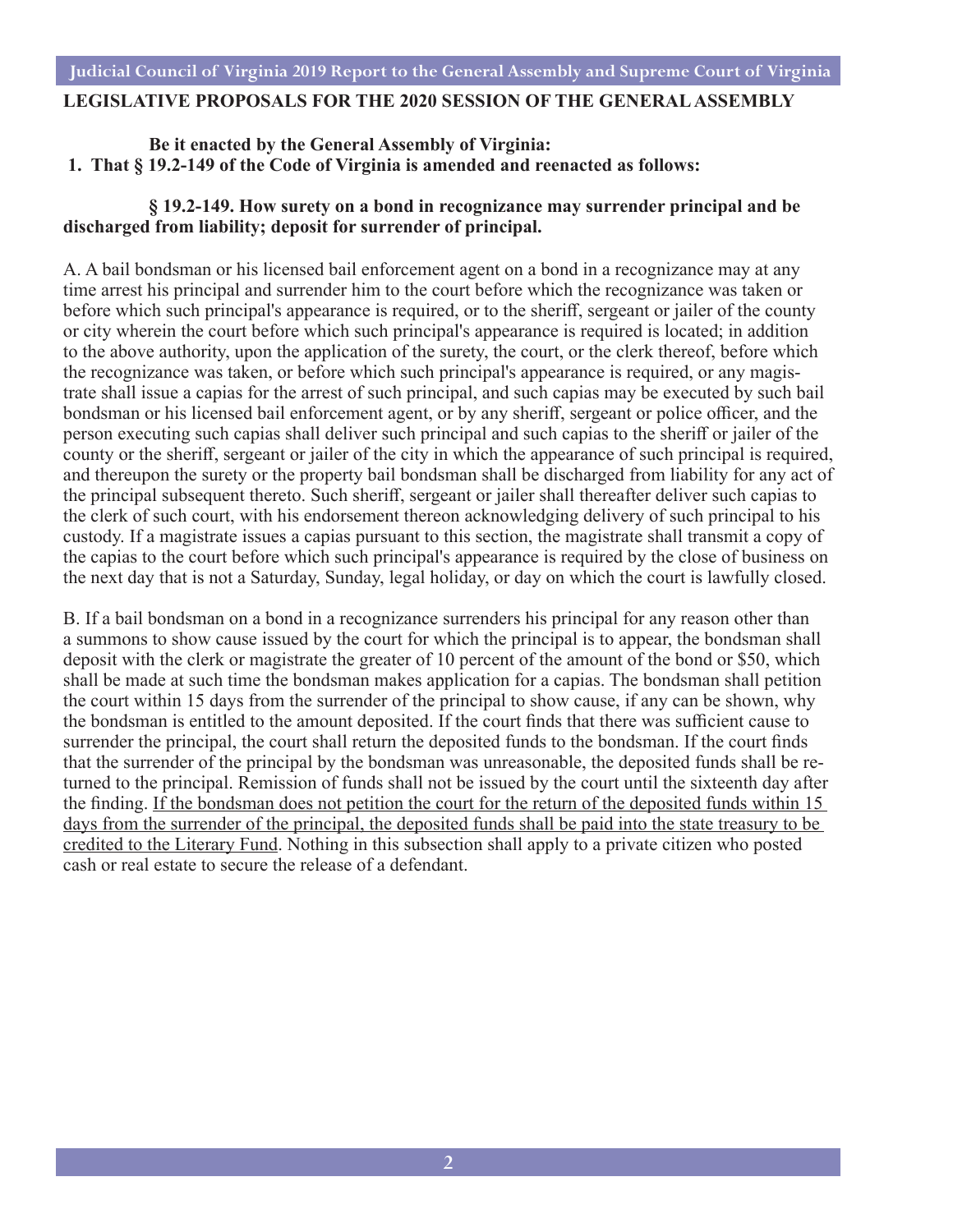## LEGISLATIVE PROPOSALS FOR THE 2020 SESSION OF THE GENERAL ASSEMBLY

**Be it enacted by the General Assembly of Virginia:**
**1. That § 19.2-149 of the Code of Virginia is amended and reenacted as follows:**

**§ 19.2-149. How surety on a bond in recognizance may surrender principal and be discharged from liability; deposit for surrender of principal.**

A. A bail bondsman or his licensed bail enforcement agent on a bond in a recognizance may at any time arrest his principal and surrender him to the court before which the recognizance was taken or before which such principal's appearance is required, or to the sheriff, sergeant or jailer of the county or city wherein the court before which such principal's appearance is required is located; in addition to the above authority, upon the application of the surety, the court, or the clerk thereof, before which the recognizance was taken, or before which such principal's appearance is required, or any magistrate shall issue a capias for the arrest of such principal, and such capias may be executed by such bail bondsman or his licensed bail enforcement agent, or by any sheriff, sergeant or police officer, and the person executing such capias shall deliver such principal and such capias to the sheriff or jailer of the county or the sheriff, sergeant or jailer of the city in which the appearance of such principal is required, and thereupon the surety or the property bail bondsman shall be discharged from liability for any act of the principal subsequent thereto. Such sheriff, sergeant or jailer shall thereafter deliver such capias to the clerk of such court, with his endorsement thereon acknowledging delivery of such principal to his custody. If a magistrate issues a capias pursuant to this section, the magistrate shall transmit a copy of the capias to the court before which such principal's appearance is required by the close of business on the next day that is not a Saturday, Sunday, legal holiday, or day on which the court is lawfully closed.

B. If a bail bondsman on a bond in a recognizance surrenders his principal for any reason other than a summons to show cause issued by the court for which the principal is to appear, the bondsman shall deposit with the clerk or magistrate the greater of 10 percent of the amount of the bond or $50, which shall be made at such time the bondsman makes application for a capias. The bondsman shall petition the court within 15 days from the surrender of the principal to show cause, if any can be shown, why the bondsman is entitled to the amount deposited. If the court finds that there was sufficient cause to surrender the principal, the court shall return the deposited funds to the bondsman. If the court finds that the surrender of the principal by the bondsman was unreasonable, the deposited funds shall be returned to the principal. Remission of funds shall not be issued by the court until the sixteenth day after the finding. <u>If the bondsman does not petition the court for the return of the deposited funds within 15 days from the surrender of the principal, the deposited funds shall be paid into the state treasury to be credited to the Literary Fund</u>. Nothing in this subsection shall apply to a private citizen who posted cash or real estate to secure the release of a defendant.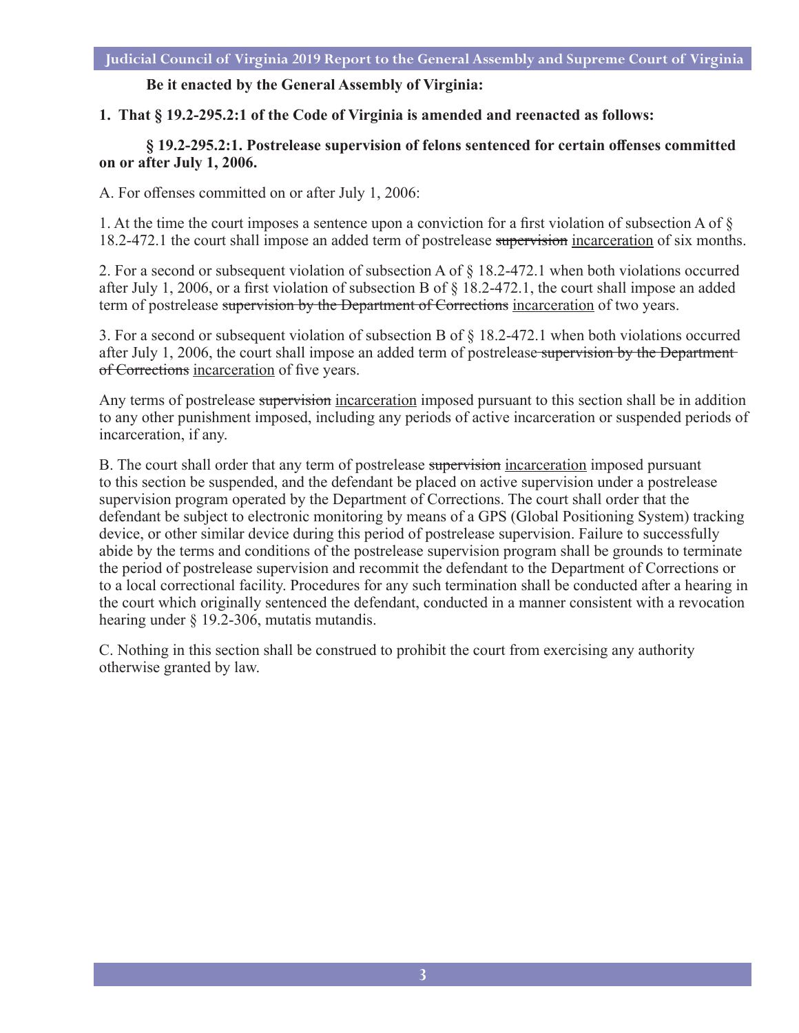**Be it enacted by the General Assembly of Virginia:**

**1. That § 19.2-295.2:1 of the Code of Virginia is amended and reenacted as follows:**

**§ 19.2-295.2:1. Postrelease supervision of felons sentenced for certain offenses committed on or after July 1, 2006.**

A. For offenses committed on or after July 1, 2006:

1. At the time the court imposes a sentence upon a conviction for a first violation of subsection A of § 18.2-472.1 the court shall impose an added term of postrelease ~~supervision~~ <u>incarceration</u> of six months.

2. For a second or subsequent violation of subsection A of § 18.2-472.1 when both violations occurred after July 1, 2006, or a first violation of subsection B of § 18.2-472.1, the court shall impose an added term of postrelease ~~supervision by the Department of Corrections~~ <u>incarceration</u> of two years.

3. For a second or subsequent violation of subsection B of § 18.2-472.1 when both violations occurred after July 1, 2006, the court shall impose an added term of postrelease ~~supervision by the Department of Corrections~~ <u>incarceration</u> of five years.

Any terms of postrelease ~~supervision~~ <u>incarceration</u> imposed pursuant to this section shall be in addition to any other punishment imposed, including any periods of active incarceration or suspended periods of incarceration, if any.

B. The court shall order that any term of postrelease ~~supervision~~ <u>incarceration</u> imposed pursuant to this section be suspended, and the defendant be placed on active supervision under a postrelease supervision program operated by the Department of Corrections. The court shall order that the defendant be subject to electronic monitoring by means of a GPS (Global Positioning System) tracking device, or other similar device during this period of postrelease supervision. Failure to successfully abide by the terms and conditions of the postrelease supervision program shall be grounds to terminate the period of postrelease supervision and recommit the defendant to the Department of Corrections or to a local correctional facility. Procedures for any such termination shall be conducted after a hearing in the court which originally sentenced the defendant, conducted in a manner consistent with a revocation hearing under § 19.2-306, mutatis mutandis.

C. Nothing in this section shall be construed to prohibit the court from exercising any authority otherwise granted by law.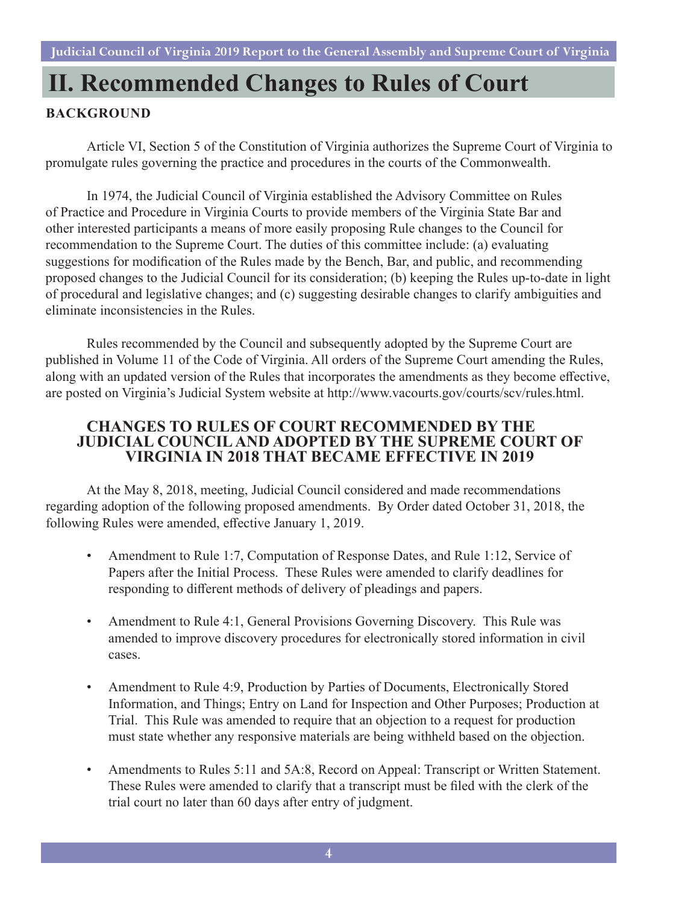# II. Recommended Changes to Rules of Court

**BACKGROUND**

Article VI, Section 5 of the Constitution of Virginia authorizes the Supreme Court of Virginia to promulgate rules governing the practice and procedures in the courts of the Commonwealth.

In 1974, the Judicial Council of Virginia established the Advisory Committee on Rules of Practice and Procedure in Virginia Courts to provide members of the Virginia State Bar and other interested participants a means of more easily proposing Rule changes to the Council for recommendation to the Supreme Court. The duties of this committee include: (a) evaluating suggestions for modification of the Rules made by the Bench, Bar, and public, and recommending proposed changes to the Judicial Council for its consideration; (b) keeping the Rules up-to-date in light of procedural and legislative changes; and (c) suggesting desirable changes to clarify ambiguities and eliminate inconsistencies in the Rules.

Rules recommended by the Council and subsequently adopted by the Supreme Court are published in Volume 11 of the Code of Virginia. All orders of the Supreme Court amending the Rules, along with an updated version of the Rules that incorporates the amendments as they become effective, are posted on Virginia's Judicial System website at http://www.vacourts.gov/courts/scv/rules.html.

## CHANGES TO RULES OF COURT RECOMMENDED BY THE JUDICIAL COUNCIL AND ADOPTED BY THE SUPREME COURT OF VIRGINIA IN 2018 THAT BECAME EFFECTIVE IN 2019

At the May 8, 2018, meeting, Judicial Council considered and made recommendations regarding adoption of the following proposed amendments. By Order dated October 31, 2018, the following Rules were amended, effective January 1, 2019.

- Amendment to Rule 1:7, Computation of Response Dates, and Rule 1:12, Service of Papers after the Initial Process. These Rules were amended to clarify deadlines for responding to different methods of delivery of pleadings and papers.

- Amendment to Rule 4:1, General Provisions Governing Discovery. This Rule was amended to improve discovery procedures for electronically stored information in civil cases.

- Amendment to Rule 4:9, Production by Parties of Documents, Electronically Stored Information, and Things; Entry on Land for Inspection and Other Purposes; Production at Trial. This Rule was amended to require that an objection to a request for production must state whether any responsive materials are being withheld based on the objection.

- Amendments to Rules 5:11 and 5A:8, Record on Appeal: Transcript or Written Statement. These Rules were amended to clarify that a transcript must be filed with the clerk of the trial court no later than 60 days after entry of judgment.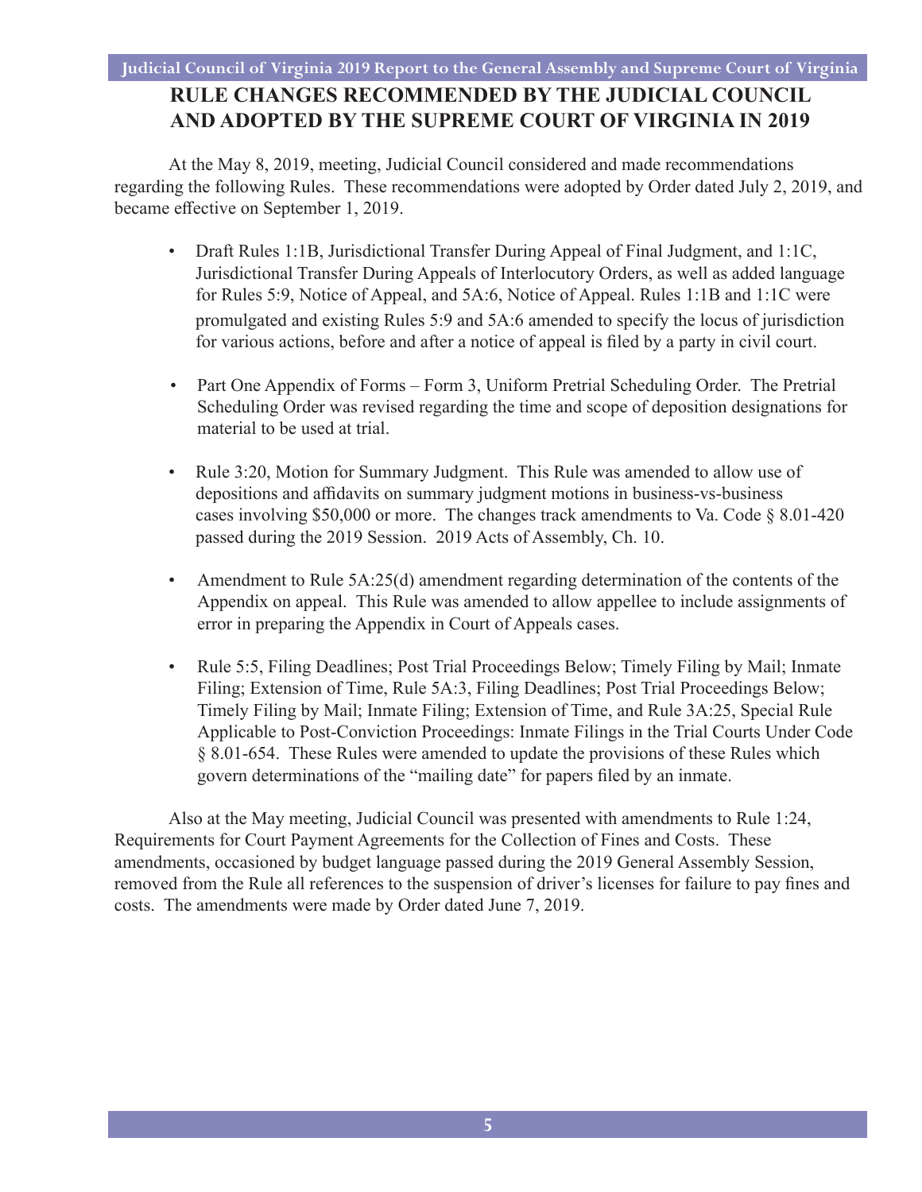## RULE CHANGES RECOMMENDED BY THE JUDICIAL COUNCIL AND ADOPTED BY THE SUPREME COURT OF VIRGINIA IN 2019

At the May 8, 2019, meeting, Judicial Council considered and made recommendations regarding the following Rules. These recommendations were adopted by Order dated July 2, 2019, and became effective on September 1, 2019.

- Draft Rules 1:1B, Jurisdictional Transfer During Appeal of Final Judgment, and 1:1C, Jurisdictional Transfer During Appeals of Interlocutory Orders, as well as added language for Rules 5:9, Notice of Appeal, and 5A:6, Notice of Appeal. Rules 1:1B and 1:1C were promulgated and existing Rules 5:9 and 5A:6 amended to specify the locus of jurisdiction for various actions, before and after a notice of appeal is filed by a party in civil court.

- Part One Appendix of Forms – Form 3, Uniform Pretrial Scheduling Order. The Pretrial Scheduling Order was revised regarding the time and scope of deposition designations for material to be used at trial.

- Rule 3:20, Motion for Summary Judgment. This Rule was amended to allow use of depositions and affidavits on summary judgment motions in business-vs-business cases involving $50,000 or more. The changes track amendments to Va. Code § 8.01-420 passed during the 2019 Session. 2019 Acts of Assembly, Ch. 10.

- Amendment to Rule 5A:25(d) amendment regarding determination of the contents of the Appendix on appeal. This Rule was amended to allow appellee to include assignments of error in preparing the Appendix in Court of Appeals cases.

- Rule 5:5, Filing Deadlines; Post Trial Proceedings Below; Timely Filing by Mail; Inmate Filing; Extension of Time, Rule 5A:3, Filing Deadlines; Post Trial Proceedings Below; Timely Filing by Mail; Inmate Filing; Extension of Time, and Rule 3A:25, Special Rule Applicable to Post-Conviction Proceedings: Inmate Filings in the Trial Courts Under Code § 8.01-654. These Rules were amended to update the provisions of these Rules which govern determinations of the "mailing date" for papers filed by an inmate.

Also at the May meeting, Judicial Council was presented with amendments to Rule 1:24, Requirements for Court Payment Agreements for the Collection of Fines and Costs. These amendments, occasioned by budget language passed during the 2019 General Assembly Session, removed from the Rule all references to the suspension of driver's licenses for failure to pay fines and costs. The amendments were made by Order dated June 7, 2019.